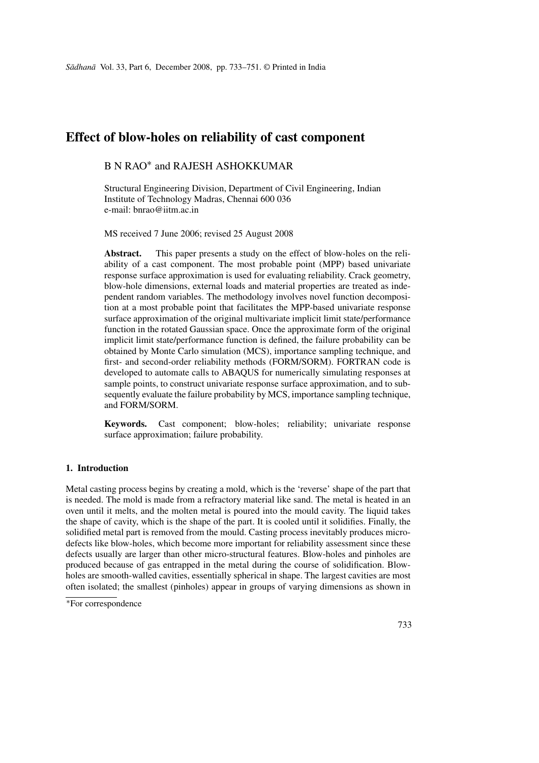# Effect of blow-holes on reliability of cast component

B N RAO* and RAJESH ASHOKKUMAR

Structural Engineering Division, Department of Civil Engineering, Indian Institute of Technology Madras, Chennai 600 036
e-mail: bnrao@iitm.ac.in

MS received 7 June 2006; revised 25 August 2008

**Abstract.** This paper presents a study on the effect of blow-holes on the reliability of a cast component. The most probable point (MPP) based univariate response surface approximation is used for evaluating reliability. Crack geometry, blow-hole dimensions, external loads and material properties are treated as independent random variables. The methodology involves novel function decomposition at a most probable point that facilitates the MPP-based univariate response surface approximation of the original multivariate implicit limit state/performance function in the rotated Gaussian space. Once the approximate form of the original implicit limit state/performance function is defined, the failure probability can be obtained by Monte Carlo simulation (MCS), importance sampling technique, and first- and second-order reliability methods (FORM/SORM). FORTRAN code is developed to automate calls to ABAQUS for numerically simulating responses at sample points, to construct univariate response surface approximation, and to subsequently evaluate the failure probability by MCS, importance sampling technique, and FORM/SORM.

**Keywords.** Cast component; blow-holes; reliability; univariate response surface approximation; failure probability.

## 1. Introduction

Metal casting process begins by creating a mold, which is the 'reverse' shape of the part that is needed. The mold is made from a refractory material like sand. The metal is heated in an oven until it melts, and the molten metal is poured into the mould cavity. The liquid takes the shape of cavity, which is the shape of the part. It is cooled until it solidifies. Finally, the solidified metal part is removed from the mould. Casting process inevitably produces micro-defects like blow-holes, which become more important for reliability assessment since these defects usually are larger than other micro-structural features. Blow-holes and pinholes are produced because of gas entrapped in the metal during the course of solidification. Blow-holes are smooth-walled cavities, essentially spherical in shape. The largest cavities are most often isolated; the smallest (pinholes) appear in groups of varying dimensions as shown in

*For correspondence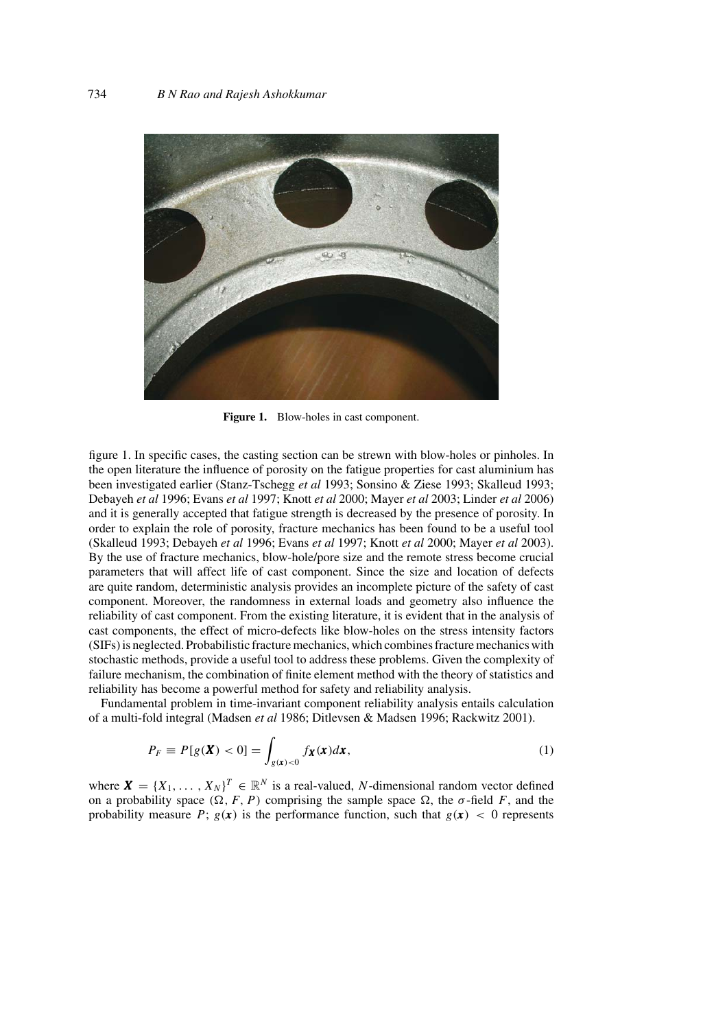**Figure 1.** Blow-holes in cast component.

figure 1. In specific cases, the casting section can be strewn with blow-holes or pinholes. In the open literature the influence of porosity on the fatigue properties for cast aluminium has been investigated earlier (Stanz-Tschegg *et al* 1993; Sonsino & Ziese 1993; Skalleud 1993; Debayeh *et al* 1996; Evans *et al* 1997; Knott *et al* 2000; Mayer *et al* 2003; Linder *et al* 2006) and it is generally accepted that fatigue strength is decreased by the presence of porosity. In order to explain the role of porosity, fracture mechanics has been found to be a useful tool (Skalleud 1993; Debayeh *et al* 1996; Evans *et al* 1997; Knott *et al* 2000; Mayer *et al* 2003). By the use of fracture mechanics, blow-hole/pore size and the remote stress become crucial parameters that will affect life of cast component. Since the size and location of defects are quite random, deterministic analysis provides an incomplete picture of the safety of cast component. Moreover, the randomness in external loads and geometry also influence the reliability of cast component. From the existing literature, it is evident that in the analysis of cast components, the effect of micro-defects like blow-holes on the stress intensity factors (SIFs) is neglected. Probabilistic fracture mechanics, which combines fracture mechanics with stochastic methods, provide a useful tool to address these problems. Given the complexity of failure mechanism, the combination of finite element method with the theory of statistics and reliability has become a powerful method for safety and reliability analysis.

Fundamental problem in time-invariant component reliability analysis entails calculation of a multi-fold integral (Madsen *et al* 1986; Ditlevsen & Madsen 1996; Rackwitz 2001).

$$P_F \equiv P[g(\boldsymbol{X}) < 0] = \int_{g(\boldsymbol{x})<0} f_{\boldsymbol{X}}(\boldsymbol{x}) d\boldsymbol{x}, \tag{1}$$

where $\boldsymbol{X} = \{X_1, \ldots, X_N\}^T \in \mathbb{R}^N$ is a real-valued, $N$-dimensional random vector defined on a probability space $(\Omega, F, P)$ comprising the sample space $\Omega$, the $\sigma$-field $F$, and the probability measure $P$; $g(\boldsymbol{x})$ is the performance function, such that $g(\boldsymbol{x}) < 0$ represents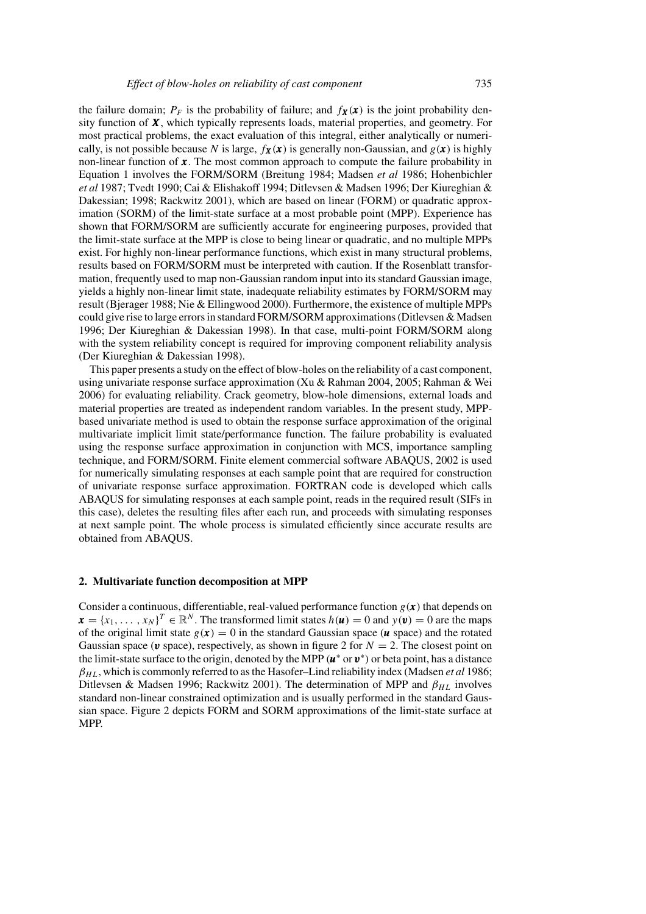the failure domain; $P_F$ is the probability of failure; and $f_{\boldsymbol{X}}(\boldsymbol{x})$ is the joint probability density function of $\boldsymbol{X}$, which typically represents loads, material properties, and geometry. For most practical problems, the exact evaluation of this integral, either analytically or numerically, is not possible because $N$ is large, $f_{\boldsymbol{X}}(\boldsymbol{x})$ is generally non-Gaussian, and $g(\boldsymbol{x})$ is highly non-linear function of $\boldsymbol{x}$. The most common approach to compute the failure probability in Equation 1 involves the FORM/SORM (Breitung 1984; Madsen *et al* 1986; Hohenbichler *et al* 1987; Tvedt 1990; Cai & Elishakoff 1994; Ditlevsen & Madsen 1996; Der Kiureghian & Dakessian; 1998; Rackwitz 2001), which are based on linear (FORM) or quadratic approximation (SORM) of the limit-state surface at a most probable point (MPP). Experience has shown that FORM/SORM are sufficiently accurate for engineering purposes, provided that the limit-state surface at the MPP is close to being linear or quadratic, and no multiple MPPs exist. For highly non-linear performance functions, which exist in many structural problems, results based on FORM/SORM must be interpreted with caution. If the Rosenblatt transformation, frequently used to map non-Gaussian random input into its standard Gaussian image, yields a highly non-linear limit state, inadequate reliability estimates by FORM/SORM may result (Bjerager 1988; Nie & Ellingwood 2000). Furthermore, the existence of multiple MPPs could give rise to large errors in standard FORM/SORM approximations (Ditlevsen & Madsen 1996; Der Kiureghian & Dakessian 1998). In that case, multi-point FORM/SORM along with the system reliability concept is required for improving component reliability analysis (Der Kiureghian & Dakessian 1998).

This paper presents a study on the effect of blow-holes on the reliability of a cast component, using univariate response surface approximation (Xu & Rahman 2004, 2005; Rahman & Wei 2006) for evaluating reliability. Crack geometry, blow-hole dimensions, external loads and material properties are treated as independent random variables. In the present study, MPP-based univariate method is used to obtain the response surface approximation of the original multivariate implicit limit state/performance function. The failure probability is evaluated using the response surface approximation in conjunction with MCS, importance sampling technique, and FORM/SORM. Finite element commercial software ABAQUS, 2002 is used for numerically simulating responses at each sample point that are required for construction of univariate response surface approximation. FORTRAN code is developed which calls ABAQUS for simulating responses at each sample point, reads in the required result (SIFs in this case), deletes the resulting files after each run, and proceeds with simulating responses at next sample point. The whole process is simulated efficiently since accurate results are obtained from ABAQUS.

## 2. Multivariate function decomposition at MPP

Consider a continuous, differentiable, real-valued performance function $g(\boldsymbol{x})$ that depends on $\boldsymbol{x} = \{x_1, \ldots, x_N\}^T \in \mathbb{R}^N$. The transformed limit states $h(\boldsymbol{u}) = 0$ and $y(\boldsymbol{v}) = 0$ are the maps of the original limit state $g(\boldsymbol{x}) = 0$ in the standard Gaussian space ($\boldsymbol{u}$ space) and the rotated Gaussian space ($\boldsymbol{v}$ space), respectively, as shown in figure 2 for $N = 2$. The closest point on the limit-state surface to the origin, denoted by the MPP ($\boldsymbol{u}^*$ or $\boldsymbol{v}^*$) or beta point, has a distance $\beta_{HL}$, which is commonly referred to as the Hasofer–Lind reliability index (Madsen *et al* 1986; Ditlevsen & Madsen 1996; Rackwitz 2001). The determination of MPP and $\beta_{HL}$ involves standard non-linear constrained optimization and is usually performed in the standard Gaussian space. Figure 2 depicts FORM and SORM approximations of the limit-state surface at MPP.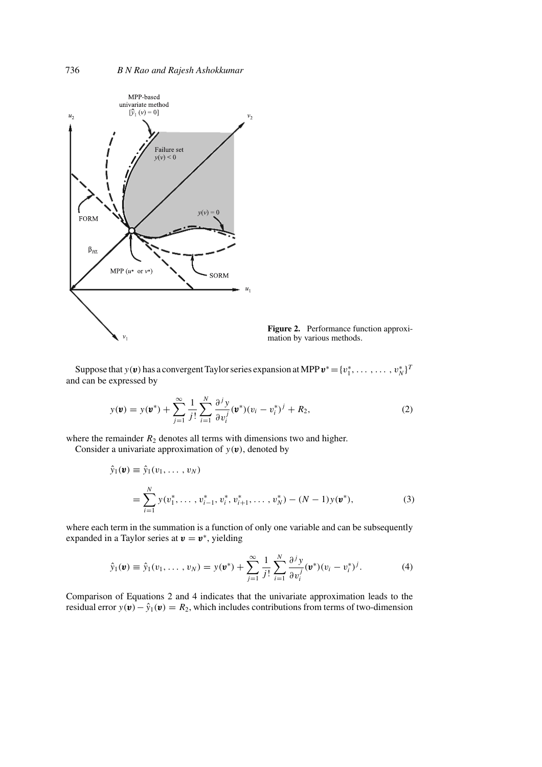Figure 2. Performance function approximation by various methods.

Suppose that $y(\boldsymbol{v})$ has a convergent Taylor series expansion at MPP $\boldsymbol{v}^* = \{v_1^*, \dots, \dots, v_N^*\}^T$ and can be expressed by

$$y(\boldsymbol{v}) = y(\boldsymbol{v}^*) + \sum_{j=1}^{\infty} \frac{1}{j!} \sum_{i=1}^{N} \frac{\partial^j y}{\partial v_i^j}(\boldsymbol{v}^*)(v_i - v_i^*)^j + R_2, \tag{2}$$

where the remainder $R_2$ denotes all terms with dimensions two and higher.

Consider a univariate approximation of $y(\boldsymbol{v})$, denoted by

$$\begin{aligned} \hat{y}_1(\boldsymbol{v}) &\equiv \hat{y}_1(v_1, \dots, v_N) \\ &= \sum_{i=1}^{N} y(v_1^*, \dots, v_{i-1}^*, v_i^*, v_{i+1}^*, \dots, v_N^*) - (N-1) y(\boldsymbol{v}^*), \end{aligned} \tag{3}$$

where each term in the summation is a function of only one variable and can be subsequently expanded in a Taylor series at $\boldsymbol{v} = \boldsymbol{v}^*$, yielding

$$\hat{y}_1(\boldsymbol{v}) \equiv \hat{y}_1(v_1, \dots, v_N) = y(\boldsymbol{v}^*) + \sum_{j=1}^{\infty} \frac{1}{j!} \sum_{i=1}^{N} \frac{\partial^j y}{\partial v_i^j}(\boldsymbol{v}^*)(v_i - v_i^*)^j. \tag{4}$$

Comparison of Equations 2 and 4 indicates that the univariate approximation leads to the residual error $y(\boldsymbol{v}) - \hat{y}_1(\boldsymbol{v}) = R_2$, which includes contributions from terms of two-dimension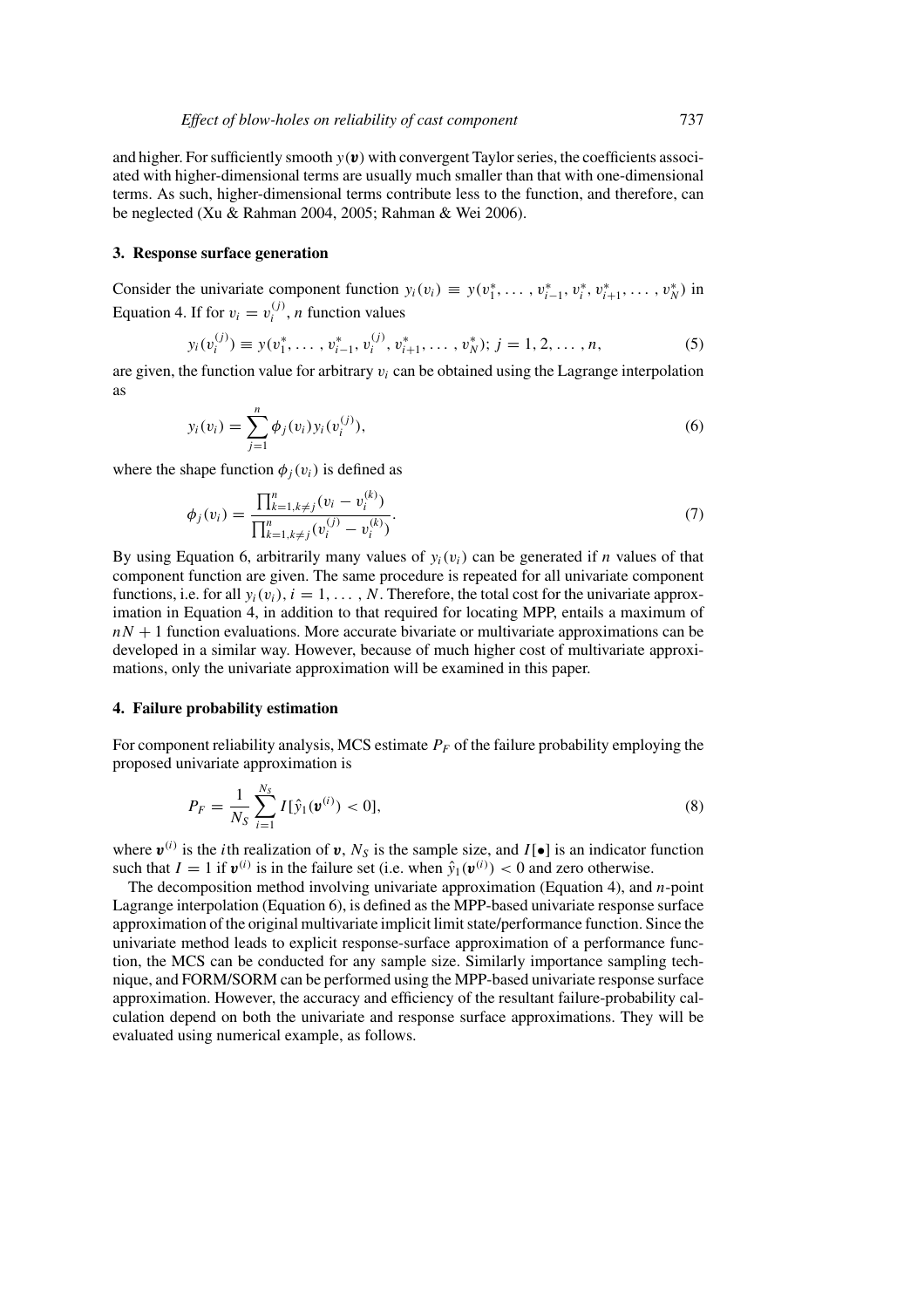and higher. For sufficiently smooth $y(\boldsymbol{v})$ with convergent Taylor series, the coefficients associated with higher-dimensional terms are usually much smaller than that with one-dimensional terms. As such, higher-dimensional terms contribute less to the function, and therefore, can be neglected (Xu & Rahman 2004, 2005; Rahman & Wei 2006).

## 3. Response surface generation

Consider the univariate component function $y_i(v_i) \equiv y(v_1^*, \ldots, v_{i-1}^*, v_i^*, v_{i+1}^*, \ldots, v_N^*)$ in Equation 4. If for $v_i = v_i^{(j)}$, $n$ function values

$$y_i(v_i^{(j)}) \equiv y(v_1^*, \ldots, v_{i-1}^*, v_i^{(j)}, v_{i+1}^*, \ldots, v_N^*);\ j = 1, 2, \ldots, n, \tag{5}$$

are given, the function value for arbitrary $v_i$ can be obtained using the Lagrange interpolation as

$$y_i(v_i) = \sum_{j=1}^{n} \phi_j(v_i) y_i(v_i^{(j)}), \tag{6}$$

where the shape function $\phi_j(v_i)$ is defined as

$$\phi_j(v_i) = \frac{\prod_{k=1, k\neq j}^{n} (v_i - v_i^{(k)})}{\prod_{k=1, k\neq j}^{n} (v_i^{(j)} - v_i^{(k)})}. \tag{7}$$

By using Equation 6, arbitrarily many values of $y_i(v_i)$ can be generated if $n$ values of that component function are given. The same procedure is repeated for all univariate component functions, i.e. for all $y_i(v_i)$, $i = 1, \ldots, N$. Therefore, the total cost for the univariate approximation in Equation 4, in addition to that required for locating MPP, entails a maximum of $nN + 1$ function evaluations. More accurate bivariate or multivariate approximations can be developed in a similar way. However, because of much higher cost of multivariate approximations, only the univariate approximation will be examined in this paper.

## 4. Failure probability estimation

For component reliability analysis, MCS estimate $P_F$ of the failure probability employing the proposed univariate approximation is

$$P_F = \frac{1}{N_S} \sum_{i=1}^{N_S} I[\hat{y}_1(\boldsymbol{v}^{(i)}) < 0], \tag{8}$$

where $\boldsymbol{v}^{(i)}$ is the $i$th realization of $\boldsymbol{v}$, $N_S$ is the sample size, and $I[\bullet]$ is an indicator function such that $I = 1$ if $\boldsymbol{v}^{(i)}$ is in the failure set (i.e. when $\hat{y}_1(\boldsymbol{v}^{(i)}) < 0$ and zero otherwise.

The decomposition method involving univariate approximation (Equation 4), and $n$-point Lagrange interpolation (Equation 6), is defined as the MPP-based univariate response surface approximation of the original multivariate implicit limit state/performance function. Since the univariate method leads to explicit response-surface approximation of a performance function, the MCS can be conducted for any sample size. Similarly importance sampling technique, and FORM/SORM can be performed using the MPP-based univariate response surface approximation. However, the accuracy and efficiency of the resultant failure-probability calculation depend on both the univariate and response surface approximations. They will be evaluated using numerical example, as follows.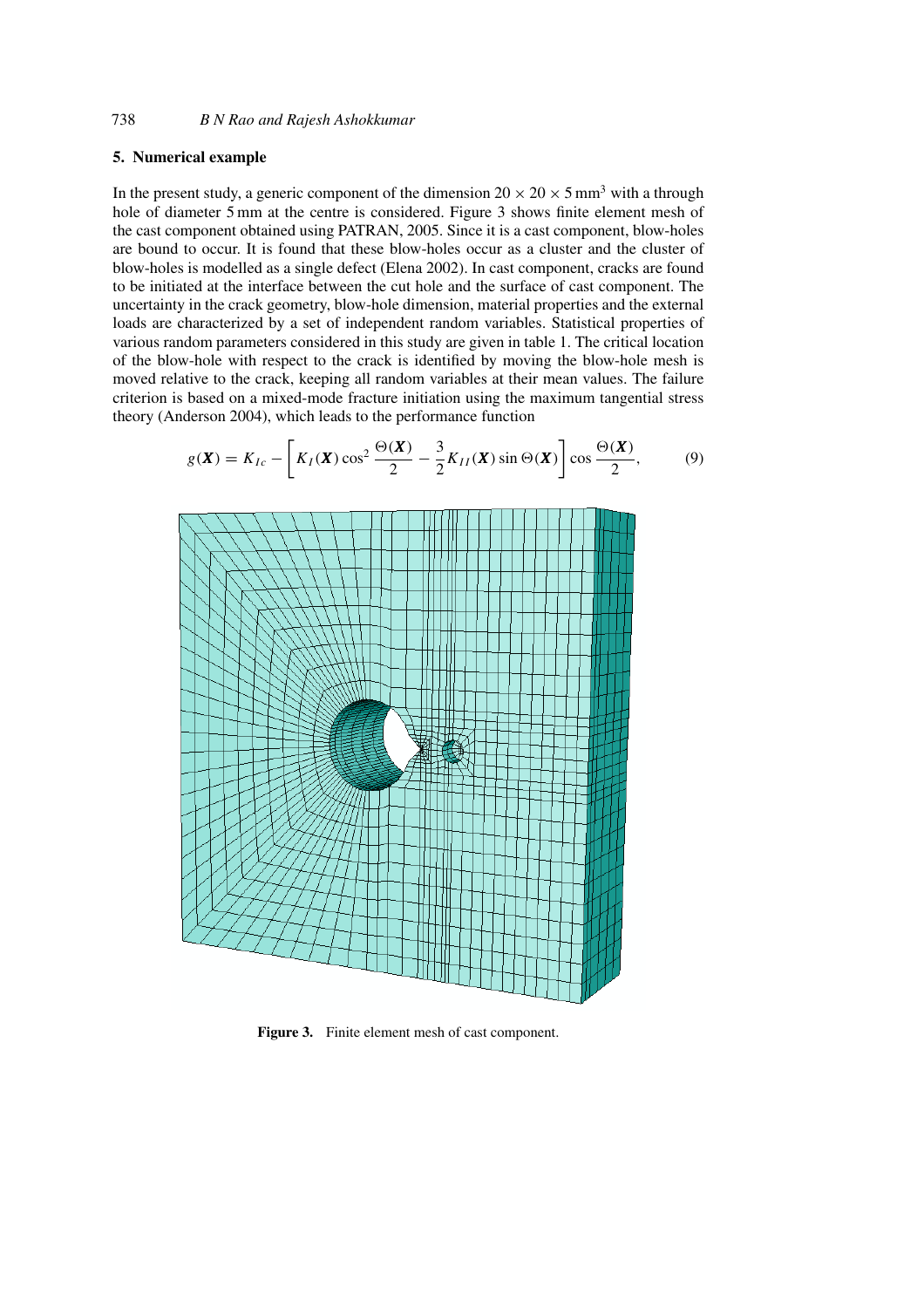## 5. Numerical example

In the present study, a generic component of the dimension $20 \times 20 \times 5\,\text{mm}^3$ with a through hole of diameter 5 mm at the centre is considered. Figure 3 shows finite element mesh of the cast component obtained using PATRAN, 2005. Since it is a cast component, blow-holes are bound to occur. It is found that these blow-holes occur as a cluster and the cluster of blow-holes is modelled as a single defect (Elena 2002). In cast component, cracks are found to be initiated at the interface between the cut hole and the surface of cast component. The uncertainty in the crack geometry, blow-hole dimension, material properties and the external loads are characterized by a set of independent random variables. Statistical properties of various random parameters considered in this study are given in table 1. The critical location of the blow-hole with respect to the crack is identified by moving the blow-hole mesh is moved relative to the crack, keeping all random variables at their mean values. The failure criterion is based on a mixed-mode fracture initiation using the maximum tangential stress theory (Anderson 2004), which leads to the performance function

$$g(\boldsymbol{X}) = K_{Ic} - \left[ K_I(\boldsymbol{X}) \cos^2 \frac{\Theta(\boldsymbol{X})}{2} - \frac{3}{2} K_{II}(\boldsymbol{X}) \sin \Theta(\boldsymbol{X}) \right] \cos \frac{\Theta(\boldsymbol{X})}{2}, \tag{9}$$

**Figure 3.** Finite element mesh of cast component.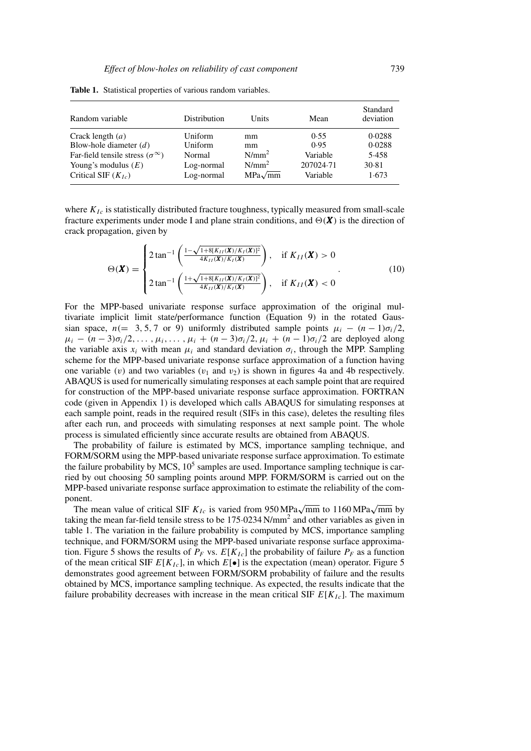**Table 1.** Statistical properties of various random variables.

| Random variable | Distribution | Units | Mean | Standard deviation |
|---|---|---|---|---|
| Crack length ($a$) | Uniform | mm | 0·55 | 0·0288 |
| Blow-hole diameter ($d$) | Uniform | mm | 0·95 | 0·0288 |
| Far-field tensile stress ($\sigma^{\infty}$) | Normal | N/mm$^2$ | Variable | 5·458 |
| Young's modulus ($E$) | Log-normal | N/mm$^2$ | 207024·71 | 30·81 |
| Critical SIF ($K_{Ic}$) | Log-normal | MPa$\sqrt{\text{mm}}$ | Variable | 1·673 |

where $K_{Ic}$ is statistically distributed fracture toughness, typically measured from small-scale fracture experiments under mode I and plane strain conditions, and $\Theta(\boldsymbol{X})$ is the direction of crack propagation, given by

$$\Theta(\boldsymbol{X}) = \begin{cases} 2\tan^{-1}\left(\frac{1-\sqrt{1+8[K_{II}(\boldsymbol{X})/K_I(\boldsymbol{X})]^2}}{4K_{II}(\boldsymbol{X})/K_I(\boldsymbol{X})}\right), & \text{if } K_{II}(\boldsymbol{X}) > 0 \\ 2\tan^{-1}\left(\frac{1+\sqrt{1+8[K_{II}(\boldsymbol{X})/K_I(\boldsymbol{X})]^2}}{4K_{II}(\boldsymbol{X})/K_I(\boldsymbol{X})}\right), & \text{if } K_{II}(\boldsymbol{X}) < 0 \end{cases}. \tag{10}$$

For the MPP-based univariate response surface approximation of the original multivariate implicit limit state/performance function (Equation 9) in the rotated Gaussian space, $n(= 3, 5, 7 \text{ or } 9)$ uniformly distributed sample points $\mu_i - (n-1)\sigma_i/2$, $\mu_i - (n-3)\sigma_i/2, \ldots, \mu_i, \ldots, \mu_i + (n-3)\sigma_i/2, \mu_i + (n-1)\sigma_i/2$ are deployed along the variable axis $x_i$ with mean $\mu_i$ and standard deviation $\sigma_i$, through the MPP. Sampling scheme for the MPP-based univariate response surface approximation of a function having one variable ($v$) and two variables ($v_1$ and $v_2$) is shown in figures 4a and 4b respectively. ABAQUS is used for numerically simulating responses at each sample point that are required for construction of the MPP-based univariate response surface approximation. FORTRAN code (given in Appendix 1) is developed which calls ABAQUS for simulating responses at each sample point, reads in the required result (SIFs in this case), deletes the resulting files after each run, and proceeds with simulating responses at next sample point. The whole process is simulated efficiently since accurate results are obtained from ABAQUS.

The probability of failure is estimated by MCS, importance sampling technique, and FORM/SORM using the MPP-based univariate response surface approximation. To estimate the failure probability by MCS, $10^5$ samples are used. Importance sampling technique is carried by out choosing 50 sampling points around MPP. FORM/SORM is carried out on the MPP-based univariate response surface approximation to estimate the reliability of the component.

The mean value of critical SIF $K_{Ic}$ is varied from 950 MPa$\sqrt{\text{mm}}$ to 1160 MPa$\sqrt{\text{mm}}$ by taking the mean far-field tensile stress to be 175·0234 N/mm$^2$ and other variables as given in table 1. The variation in the failure probability is computed by MCS, importance sampling technique, and FORM/SORM using the MPP-based univariate response surface approximation. Figure 5 shows the results of $P_F$ vs. $E[K_{Ic}]$ the probability of failure $P_F$ as a function of the mean critical SIF $E[K_{Ic}]$, in which $E[\bullet]$ is the expectation (mean) operator. Figure 5 demonstrates good agreement between FORM/SORM probability of failure and the results obtained by MCS, importance sampling technique. As expected, the results indicate that the failure probability decreases with increase in the mean critical SIF $E[K_{Ic}]$. The maximum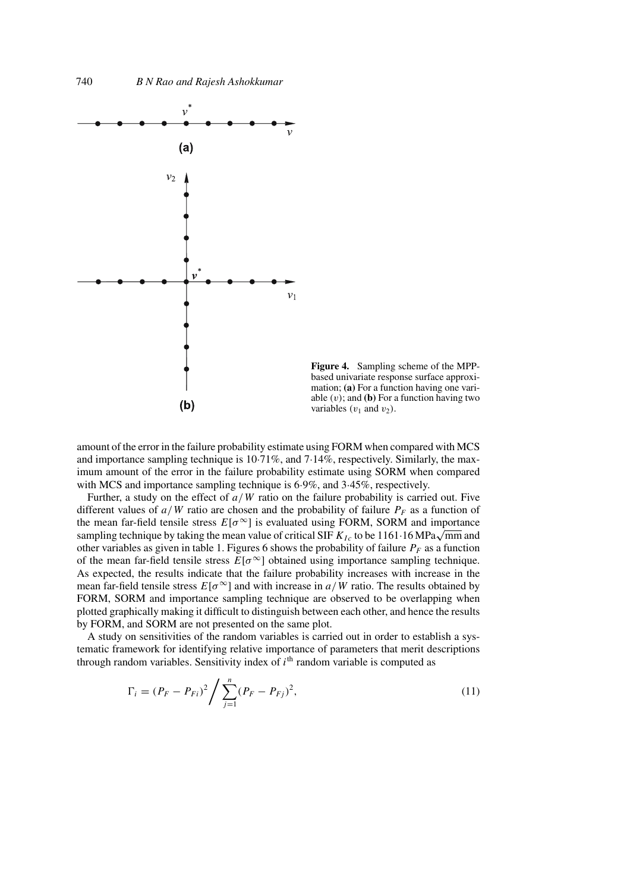**Figure 4.** Sampling scheme of the MPP-based univariate response surface approximation; **(a)** For a function having one variable ($v$); and **(b)** For a function having two variables ($v_1$ and $v_2$).

amount of the error in the failure probability estimate using FORM when compared with MCS and importance sampling technique is 10·71%, and 7·14%, respectively. Similarly, the maximum amount of the error in the failure probability estimate using SORM when compared with MCS and importance sampling technique is 6·9%, and 3·45%, respectively.

Further, a study on the effect of $a/W$ ratio on the failure probability is carried out. Five different values of $a/W$ ratio are chosen and the probability of failure $P_F$ as a function of the mean far-field tensile stress $E[\sigma^\infty]$ is evaluated using FORM, SORM and importance sampling technique by taking the mean value of critical SIF $K_{Ic}$ to be 1161·16 MPa$\sqrt{\text{mm}}$ and other variables as given in table 1. Figures 6 shows the probability of failure $P_F$ as a function of the mean far-field tensile stress $E[\sigma^\infty]$ obtained using importance sampling technique. As expected, the results indicate that the failure probability increases with increase in the mean far-field tensile stress $E[\sigma^\infty]$ and with increase in $a/W$ ratio. The results obtained by FORM, SORM and importance sampling technique are observed to be overlapping when plotted graphically making it difficult to distinguish between each other, and hence the results by FORM, and SORM are not presented on the same plot.

A study on sensitivities of the random variables is carried out in order to establish a systematic framework for identifying relative importance of parameters that merit descriptions through random variables. Sensitivity index of $i^{\text{th}}$ random variable is computed as

$$\Gamma_i = (P_F - P_{Fi})^2 \Bigg/ \sum_{j=1}^{n} (P_F - P_{Fj})^2, \tag{11}$$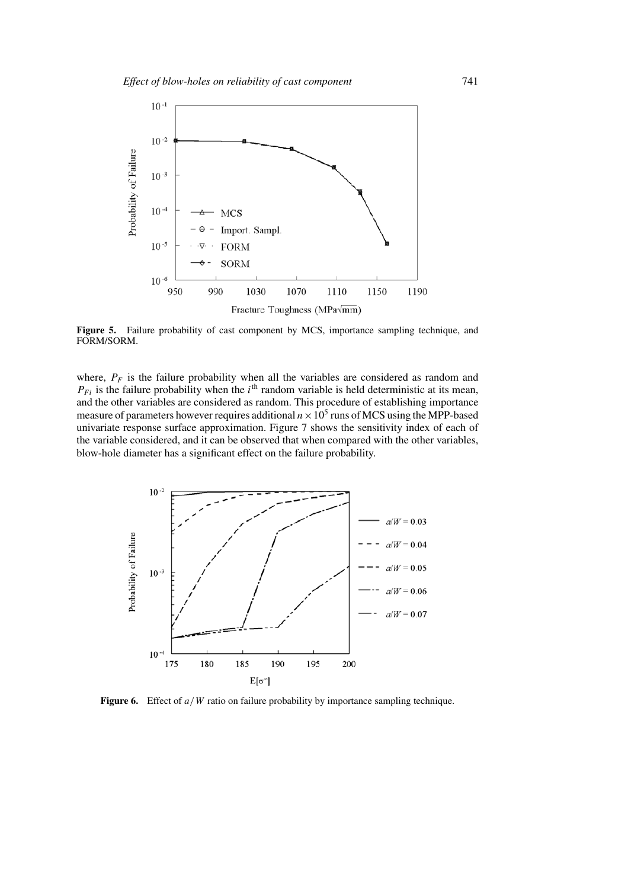**Figure 5.** Failure probability of cast component by MCS, importance sampling technique, and FORM/SORM.

where, $P_F$ is the failure probability when all the variables are considered as random and $P_{Fi}$ is the failure probability when the $i^{\text{th}}$ random variable is held deterministic at its mean, and the other variables are considered as random. This procedure of establishing importance measure of parameters however requires additional $n \times 10^5$ runs of MCS using the MPP-based univariate response surface approximation. Figure 7 shows the sensitivity index of each of the variable considered, and it can be observed that when compared with the other variables, blow-hole diameter has a significant effect on the failure probability.

**Figure 6.** Effect of $a/W$ ratio on failure probability by importance sampling technique.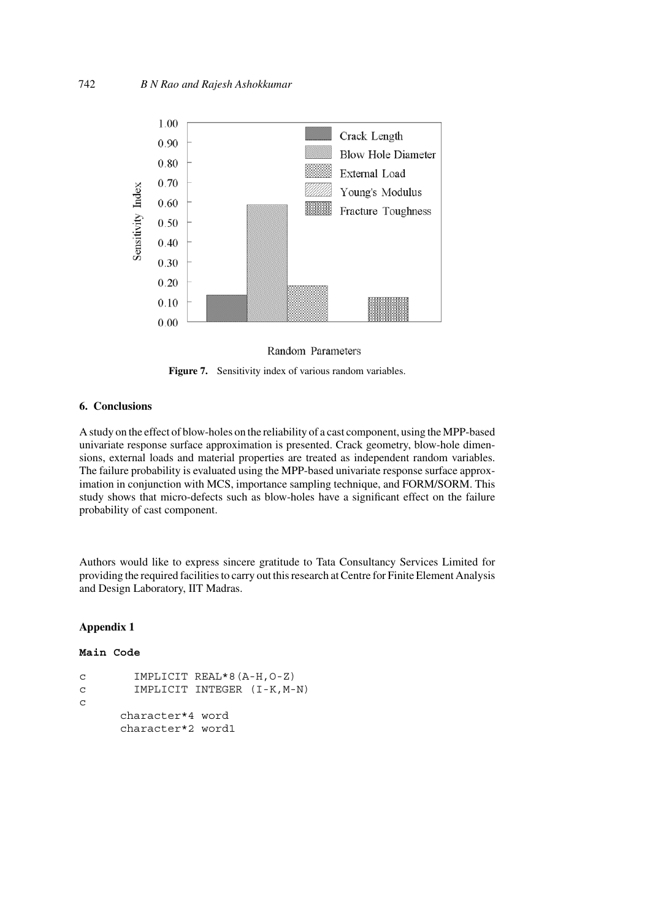Figure 7. Sensitivity index of various random variables.

## 6. Conclusions

A study on the effect of blow-holes on the reliability of a cast component, using the MPP-based univariate response surface approximation is presented. Crack geometry, blow-hole dimensions, external loads and material properties are treated as independent random variables. The failure probability is evaluated using the MPP-based univariate response surface approximation in conjunction with MCS, importance sampling technique, and FORM/SORM. This study shows that micro-defects such as blow-holes have a significant effect on the failure probability of cast component.

Authors would like to express sincere gratitude to Tata Consultancy Services Limited for providing the required facilities to carry out this research at Centre for Finite Element Analysis and Design Laboratory, IIT Madras.

## Appendix 1

**Main Code**

```
c        IMPLICIT REAL*8(A-H,O-Z)
c        IMPLICIT INTEGER (I-K,M-N)
c
      character*4 word
      character*2 word1
```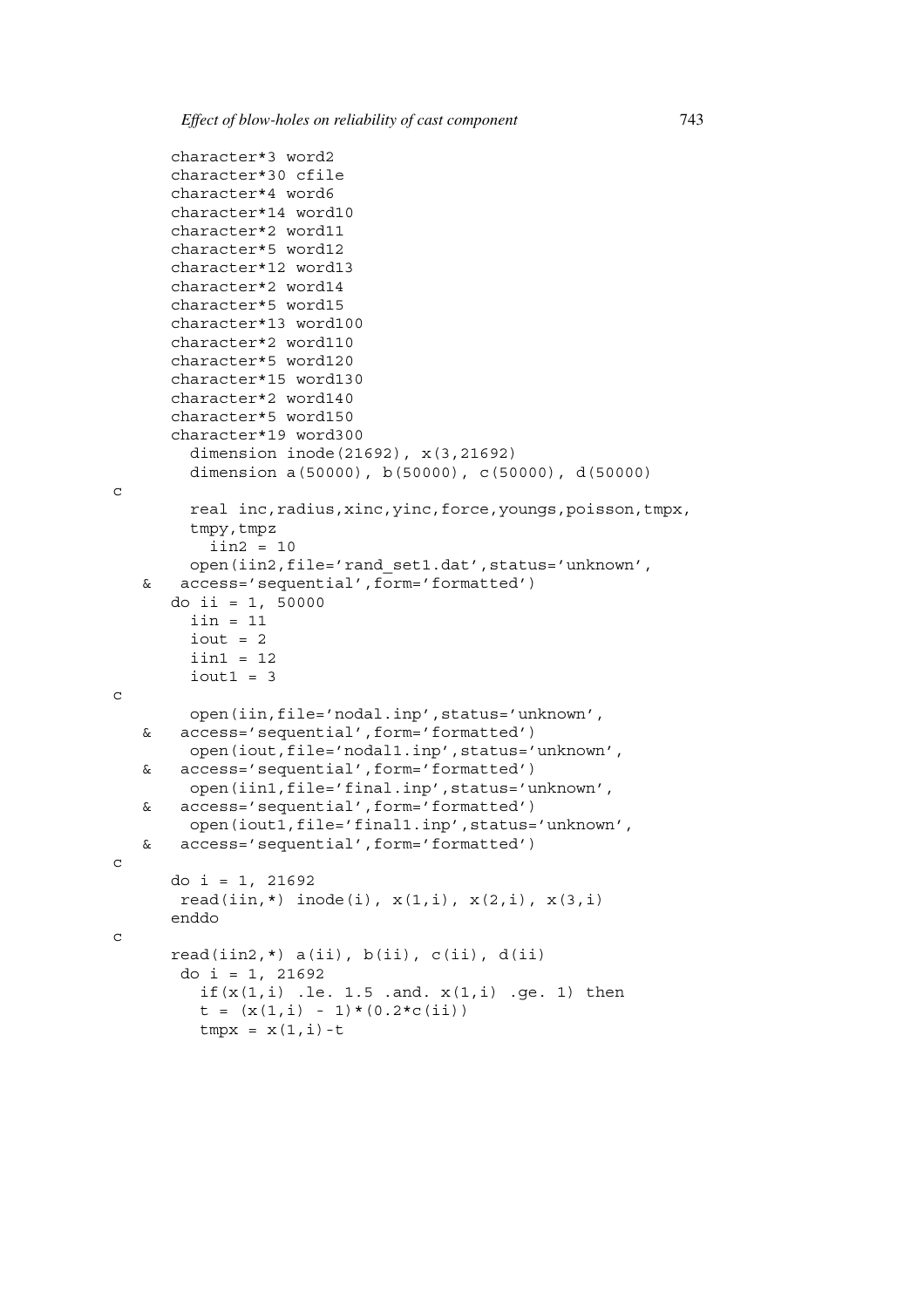```
      character*3 word2
      character*30 cfile
      character*4 word6
      character*14 word10
      character*2 word11
      character*5 word12
      character*12 word13
      character*2 word14
      character*5 word15
      character*13 word100
      character*2 word110
      character*5 word120
      character*15 word130
      character*2 word140
      character*5 word150
      character*19 word300
        dimension inode(21692), x(3,21692)
        dimension a(50000), b(50000), c(50000), d(50000)
c
        real inc,radius,xinc,yinc,force,youngs,poisson,tmpx,
        tmpy,tmpz
          iin2 = 10
        open(iin2,file='rand_set1.dat',status='unknown',
     &   access='sequential',form='formatted')
      do ii = 1, 50000
        iin = 11
        iout = 2
        iin1 = 12
        iout1 = 3
c
        open(iin,file='nodal.inp',status='unknown',
     &   access='sequential',form='formatted')
        open(iout,file='nodal1.inp',status='unknown',
     &   access='sequential',form='formatted')
        open(iin1,file='final.inp',status='unknown',
     &   access='sequential',form='formatted')
        open(iout1,file='final1.inp',status='unknown',
     &   access='sequential',form='formatted')
c
      do i = 1, 21692
       read(iin,*) inode(i), x(1,i), x(2,i), x(3,i)
      enddo
c
      read(iin2,*) a(ii), b(ii), c(ii), d(ii)
       do i = 1, 21692
         if(x(1,i) .le. 1.5 .and. x(1,i) .ge. 1) then
         t = (x(1,i) - 1)*(0.2*c(ii))
         tmpx = x(1,i)-t
```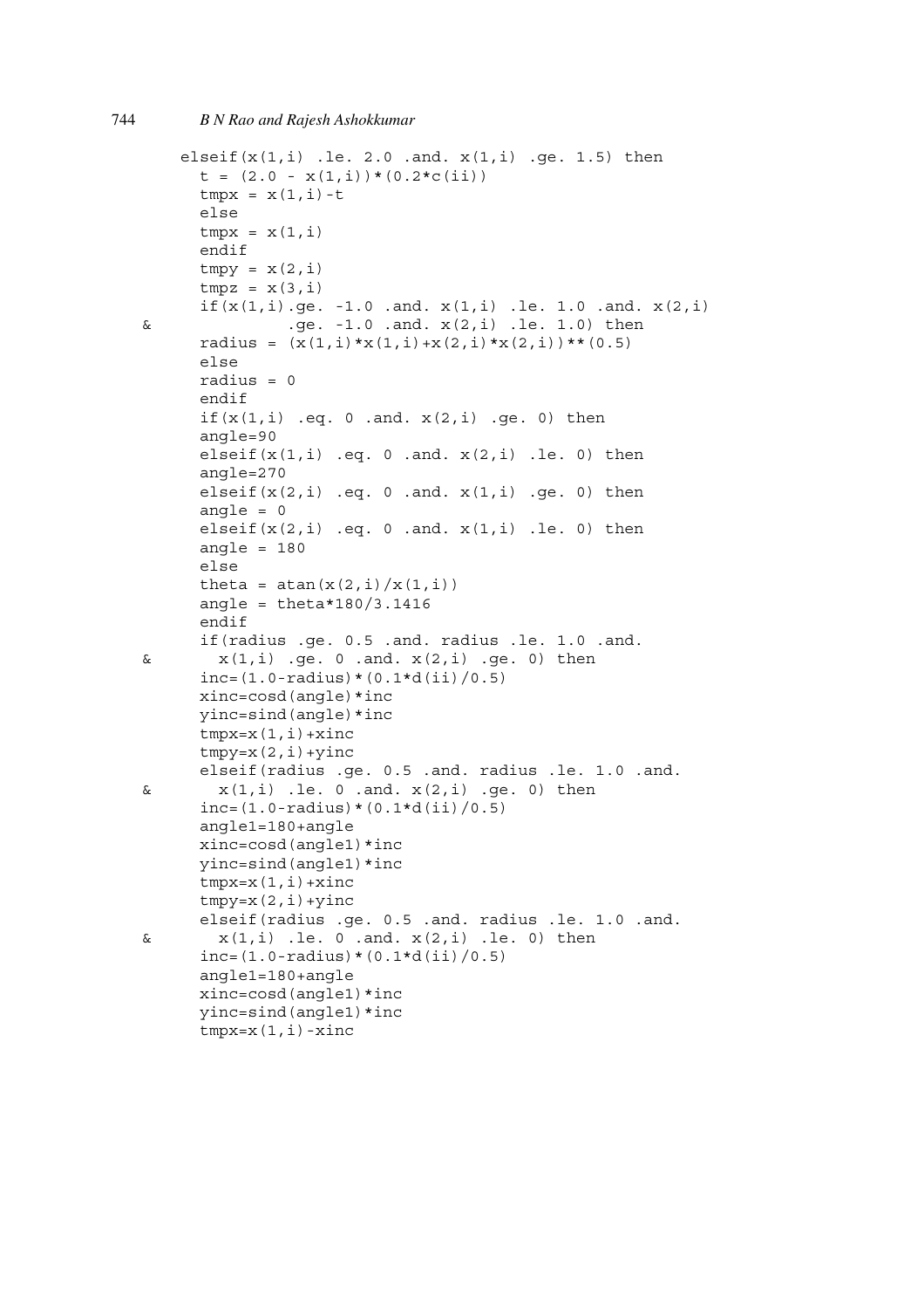```
      elseif(x(1,i) .le. 2.0 .and. x(1,i) .ge. 1.5) then
        t = (2.0 - x(1,i))*(0.2*c(ii))
        tmpx = x(1,i)-t
        else
        tmpx = x(1,i)
        endif
        tmpy = x(2,i)
        tmpz = x(3,i)
        if(x(1,i).ge. -1.0 .and. x(1,i) .le. 1.0 .and. x(2,i)
     &              .ge. -1.0 .and. x(2,i) .le. 1.0) then
        radius = (x(1,i)*x(1,i)+x(2,i)*x(2,i))**(0.5)
        else
        radius = 0
        endif
        if(x(1,i) .eq. 0 .and. x(2,i) .ge. 0) then
        angle=90
        elseif(x(1,i) .eq. 0 .and. x(2,i) .le. 0) then
        angle=270
        elseif(x(2,i) .eq. 0 .and. x(1,i) .ge. 0) then
        angle = 0
        elseif(x(2,i) .eq. 0 .and. x(1,i) .le. 0) then
        angle = 180
        else
        theta = atan(x(2,i)/x(1,i))
        angle = theta*180/3.1416
        endif
        if(radius .ge. 0.5 .and. radius .le. 1.0 .and.
     &       x(1,i) .ge. 0 .and. x(2,i) .ge. 0) then
        inc=(1.0-radius)*(0.1*d(ii)/0.5)
        xinc=cosd(angle)*inc
        yinc=sind(angle)*inc
        tmpx=x(1,i)+xinc
        tmpy=x(2,i)+yinc
        elseif(radius .ge. 0.5 .and. radius .le. 1.0 .and.
     &       x(1,i) .le. 0 .and. x(2,i) .ge. 0) then
        inc=(1.0-radius)*(0.1*d(ii)/0.5)
        angle1=180+angle
        xinc=cosd(angle1)*inc
        yinc=sind(angle1)*inc
        tmpx=x(1,i)+xinc
        tmpy=x(2,i)+yinc
        elseif(radius .ge. 0.5 .and. radius .le. 1.0 .and.
     &       x(1,i) .le. 0 .and. x(2,i) .le. 0) then
        inc=(1.0-radius)*(0.1*d(ii)/0.5)
        angle1=180+angle
        xinc=cosd(angle1)*inc
        yinc=sind(angle1)*inc
        tmpx=x(1,i)-xinc
```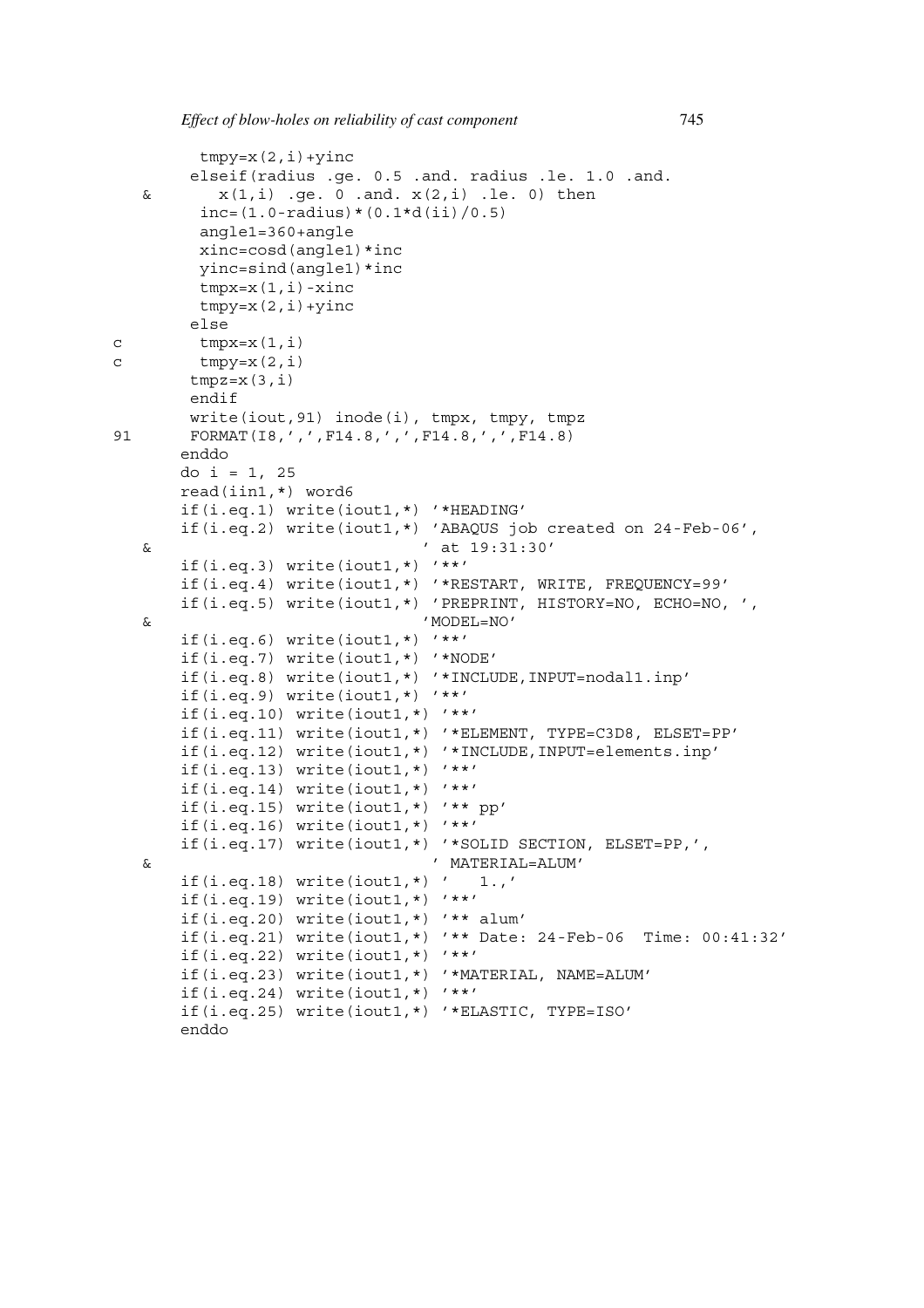```
          tmpy=x(2,i)+yinc
         elseif(radius .ge. 0.5 .and. radius .le. 1.0 .and.
     &       x(1,i) .ge. 0 .and. x(2,i) .le. 0) then
          inc=(1.0-radius)*(0.1*d(ii)/0.5)
          angle1=360+angle
          xinc=cosd(angle1)*inc
          yinc=sind(angle1)*inc
          tmpx=x(1,i)-xinc
          tmpy=x(2,i)+yinc
         else
c         tmpx=x(1,i)
c         tmpy=x(2,i)
         tmpz=x(3,i)
         endif
         write(iout,91) inode(i), tmpx, tmpy, tmpz
91       FORMAT(I8,',',F14.8,',',F14.8,',',F14.8)
        enddo
        do i = 1, 25
        read(iin1,*) word6
        if(i.eq.1) write(iout1,*) '*HEADING'
        if(i.eq.2) write(iout1,*) 'ABAQUS job created on 24-Feb-06',
     &                            ' at 19:31:30'
        if(i.eq.3) write(iout1,*) '**'
        if(i.eq.4) write(iout1,*) '*RESTART, WRITE, FREQUENCY=99'
        if(i.eq.5) write(iout1,*) 'PREPRINT, HISTORY=NO, ECHO=NO, ',
     &                            'MODEL=NO'
        if(i.eq.6) write(iout1,*) '**'
        if(i.eq.7) write(iout1,*) '*NODE'
        if(i.eq.8) write(iout1,*) '*INCLUDE,INPUT=nodal1.inp'
        if(i.eq.9) write(iout1,*) '**'
        if(i.eq.10) write(iout1,*) '**'
        if(i.eq.11) write(iout1,*) '*ELEMENT, TYPE=C3D8, ELSET=PP'
        if(i.eq.12) write(iout1,*) '*INCLUDE,INPUT=elements.inp'
        if(i.eq.13) write(iout1,*) '**'
        if(i.eq.14) write(iout1,*) '**'
        if(i.eq.15) write(iout1,*) '** pp'
        if(i.eq.16) write(iout1,*) '**'
        if(i.eq.17) write(iout1,*) '*SOLID SECTION, ELSET=PP,',
     &                             ' MATERIAL=ALUM'
        if(i.eq.18) write(iout1,*) '   1.,'
        if(i.eq.19) write(iout1,*) '**'
        if(i.eq.20) write(iout1,*) '** alum'
        if(i.eq.21) write(iout1,*) '** Date: 24-Feb-06  Time: 00:41:32'
        if(i.eq.22) write(iout1,*) '**'
        if(i.eq.23) write(iout1,*) '*MATERIAL, NAME=ALUM'
        if(i.eq.24) write(iout1,*) '**'
        if(i.eq.25) write(iout1,*) '*ELASTIC, TYPE=ISO'
        enddo
```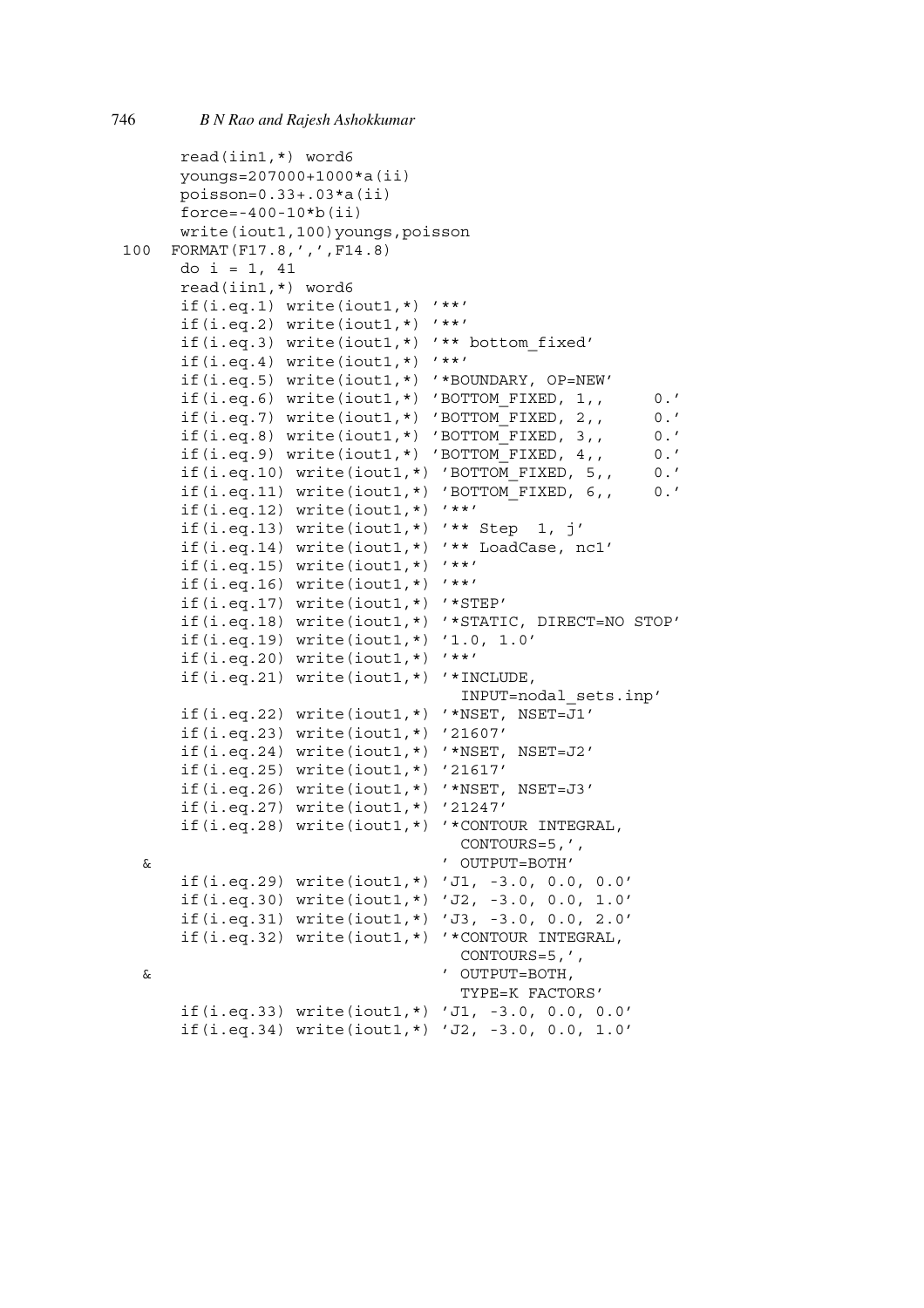```
      read(iin1,*) word6
      youngs=207000+1000*a(ii)
      poisson=0.33+.03*a(ii)
      force=-400-10*b(ii)
      write(iout1,100)youngs,poisson
 100  FORMAT(F17.8,',',F14.8)
      do i = 1, 41
      read(iin1,*) word6
      if(i.eq.1) write(iout1,*) '**'
      if(i.eq.2) write(iout1,*) '**'
      if(i.eq.3) write(iout1,*) '** bottom_fixed'
      if(i.eq.4) write(iout1,*) '**'
      if(i.eq.5) write(iout1,*) '*BOUNDARY, OP=NEW'
      if(i.eq.6) write(iout1,*) 'BOTTOM_FIXED, 1,,     0.'
      if(i.eq.7) write(iout1,*) 'BOTTOM_FIXED, 2,,     0.'
      if(i.eq.8) write(iout1,*) 'BOTTOM_FIXED, 3,,     0.'
      if(i.eq.9) write(iout1,*) 'BOTTOM_FIXED, 4,,     0.'
      if(i.eq.10) write(iout1,*) 'BOTTOM_FIXED, 5,,    0.'
      if(i.eq.11) write(iout1,*) 'BOTTOM_FIXED, 6,,    0.'
      if(i.eq.12) write(iout1,*) '**'
      if(i.eq.13) write(iout1,*) '** Step  1, j'
      if(i.eq.14) write(iout1,*) '** LoadCase, nc1'
      if(i.eq.15) write(iout1,*) '**'
      if(i.eq.16) write(iout1,*) '**'
      if(i.eq.17) write(iout1,*) '*STEP'
      if(i.eq.18) write(iout1,*) '*STATIC, DIRECT=NO STOP'
      if(i.eq.19) write(iout1,*) '1.0, 1.0'
      if(i.eq.20) write(iout1,*) '**'
      if(i.eq.21) write(iout1,*) '*INCLUDE,
                                  INPUT=nodal_sets.inp'
      if(i.eq.22) write(iout1,*) '*NSET, NSET=J1'
      if(i.eq.23) write(iout1,*) '21607'
      if(i.eq.24) write(iout1,*) '*NSET, NSET=J2'
      if(i.eq.25) write(iout1,*) '21617'
      if(i.eq.26) write(iout1,*) '*NSET, NSET=J3'
      if(i.eq.27) write(iout1,*) '21247'
      if(i.eq.28) write(iout1,*) '*CONTOUR INTEGRAL,
                                  CONTOURS=5,',
     &                           ' OUTPUT=BOTH'
      if(i.eq.29) write(iout1,*) 'J1, -3.0, 0.0, 0.0'
      if(i.eq.30) write(iout1,*) 'J2, -3.0, 0.0, 1.0'
      if(i.eq.31) write(iout1,*) 'J3, -3.0, 0.0, 2.0'
      if(i.eq.32) write(iout1,*) '*CONTOUR INTEGRAL,
                                  CONTOURS=5,',
     &                           ' OUTPUT=BOTH,
                                  TYPE=K FACTORS'
      if(i.eq.33) write(iout1,*) 'J1, -3.0, 0.0, 0.0'
      if(i.eq.34) write(iout1,*) 'J2, -3.0, 0.0, 1.0'
```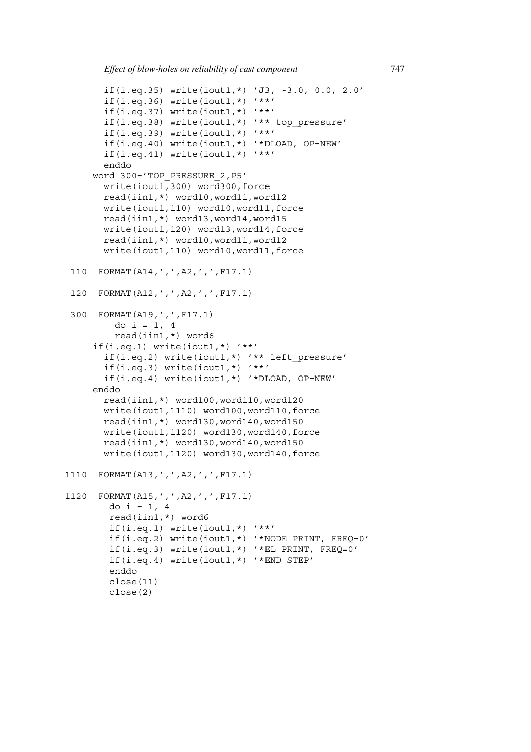```
      if(i.eq.35) write(iout1,*) 'J3, -3.0, 0.0, 2.0'
      if(i.eq.36) write(iout1,*) '**'
      if(i.eq.37) write(iout1,*) '**'
      if(i.eq.38) write(iout1,*) '** top_pressure'
      if(i.eq.39) write(iout1,*) '**'
      if(i.eq.40) write(iout1,*) '*DLOAD, OP=NEW'
      if(i.eq.41) write(iout1,*) '**'
      enddo
     word 300='TOP_PRESSURE_2,P5'
      write(iout1,300) word300,force
      read(iin1,*) word10,word11,word12
      write(iout1,110) word10,word11,force
      read(iin1,*) word13,word14,word15
      write(iout1,120) word13,word14,force
      read(iin1,*) word10,word11,word12
      write(iout1,110) word10,word11,force

 110  FORMAT(A14,',',A2,',',F17.1)

 120  FORMAT(A12,',',A2,',',F17.1)

 300  FORMAT(A19,',',F17.1)
        do i = 1, 4
        read(iin1,*) word6
     if(i.eq.1) write(iout1,*) '**'
      if(i.eq.2) write(iout1,*) '** left_pressure'
      if(i.eq.3) write(iout1,*) '**'
      if(i.eq.4) write(iout1,*) '*DLOAD, OP=NEW'
     enddo
      read(iin1,*) word100,word110,word120
      write(iout1,1110) word100,word110,force
      read(iin1,*) word130,word140,word150
      write(iout1,1120) word130,word140,force
      read(iin1,*) word130,word140,word150
      write(iout1,1120) word130,word140,force

1110  FORMAT(A13,',',A2,',',F17.1)

1120  FORMAT(A15,',',A2,',',F17.1)
       do i = 1, 4
       read(iin1,*) word6
       if(i.eq.1) write(iout1,*) '**'
       if(i.eq.2) write(iout1,*) '*NODE PRINT, FREQ=0'
       if(i.eq.3) write(iout1,*) '*EL PRINT, FREQ=0'
       if(i.eq.4) write(iout1,*) '*END STEP'
       enddo
       close(11)
       close(2)
```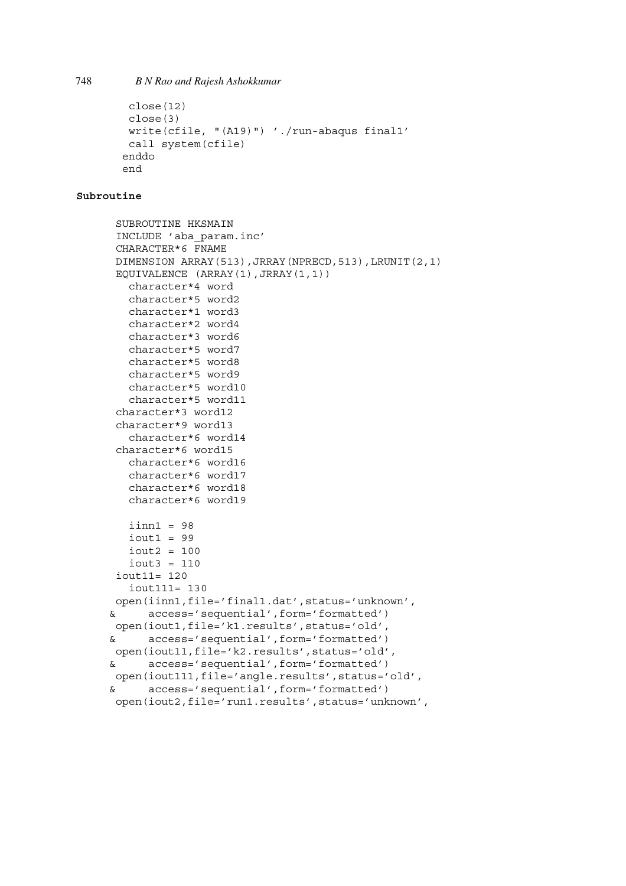```
        close(12)
        close(3)
        write(cfile, "(A19)") './run-abaqus final1'
        call system(cfile)
       enddo
       end
```

**Subroutine**

```
      SUBROUTINE HKSMAIN
      INCLUDE 'aba_param.inc'
      CHARACTER*6 FNAME
      DIMENSION ARRAY(513),JRRAY(NPRECD,513),LRUNIT(2,1)
      EQUIVALENCE (ARRAY(1),JRRAY(1,1))
        character*4 word
        character*5 word2
        character*1 word3
        character*2 word4
        character*3 word6
        character*5 word7
        character*5 word8
        character*5 word9
        character*5 word10
        character*5 word11
      character*3 word12
      character*9 word13
        character*6 word14
      character*6 word15
        character*6 word16
        character*6 word17
        character*6 word18
        character*6 word19

        iinn1 = 98
        iout1 = 99
        iout2 = 100
        iout3 = 110
       iout11= 120
        iout111= 130
       open(iinn1,file='final1.dat',status='unknown',
     &     access='sequential',form='formatted')
       open(iout1,file='k1.results',status='old',
     &     access='sequential',form='formatted')
       open(iout11,file='k2.results',status='old',
     &     access='sequential',form='formatted')
       open(iout111,file='angle.results',status='old',
     &     access='sequential',form='formatted')
       open(iout2,file='run1.results',status='unknown',
```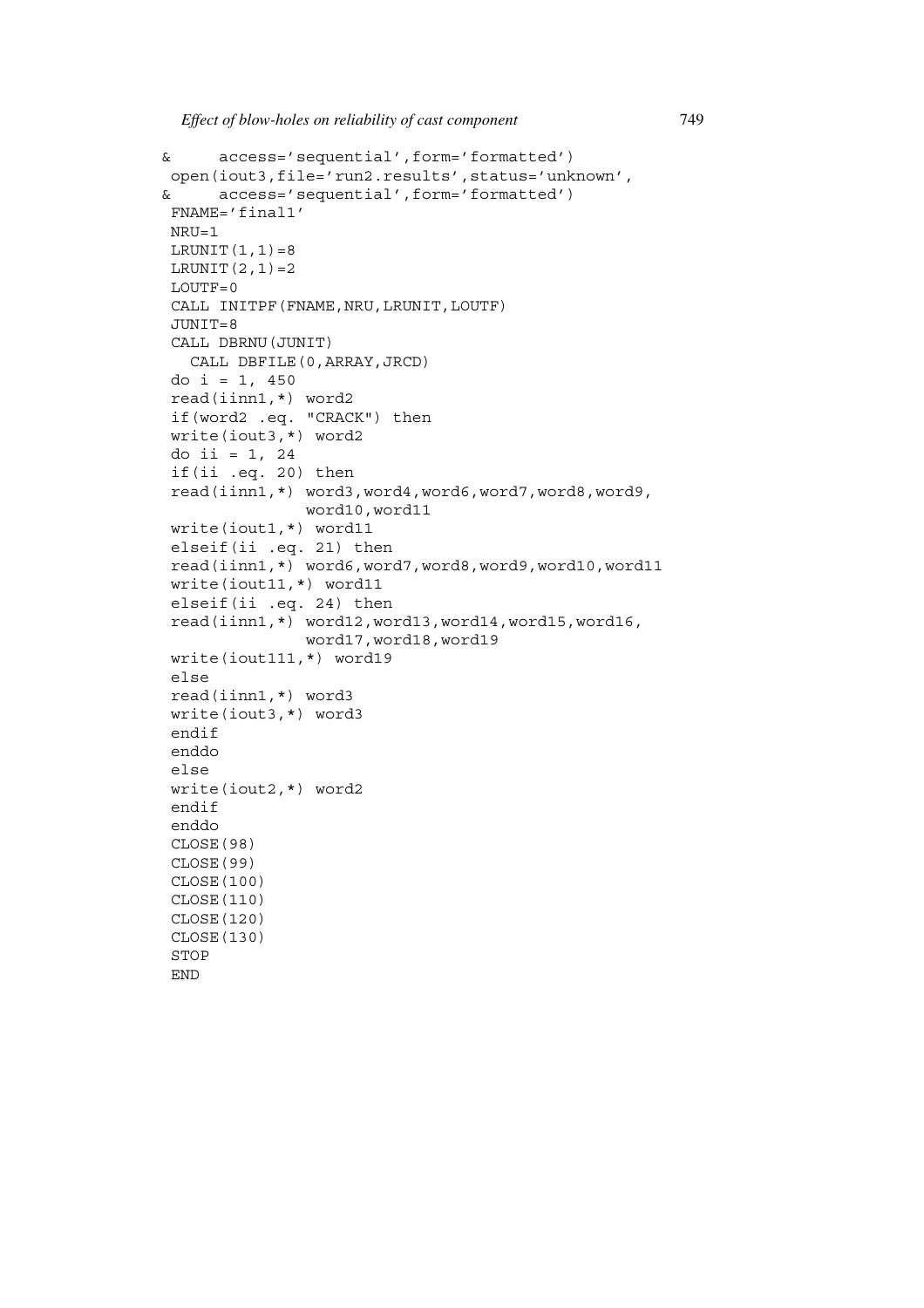```
&     access='sequential',form='formatted')
 open(iout3,file='run2.results',status='unknown',
&     access='sequential',form='formatted')
 FNAME='final1'
 NRU=1
 LRUNIT(1,1)=8
 LRUNIT(2,1)=2
 LOUTF=0
 CALL INITPF(FNAME,NRU,LRUNIT,LOUTF)
 JUNIT=8
 CALL DBRNU(JUNIT)
   CALL DBFILE(0,ARRAY,JRCD)
 do i = 1, 450
 read(iinn1,*) word2
 if(word2 .eq. "CRACK") then
 write(iout3,*) word2
 do ii = 1, 24
 if(ii .eq. 20) then
 read(iinn1,*) word3,word4,word6,word7,word8,word9,
               word10,word11
 write(iout1,*) word11
 elseif(ii .eq. 21) then
 read(iinn1,*) word6,word7,word8,word9,word10,word11
 write(iout11,*) word11
 elseif(ii .eq. 24) then
 read(iinn1,*) word12,word13,word14,word15,word16,
               word17,word18,word19
 write(iout111,*) word19
 else
 read(iinn1,*) word3
 write(iout3,*) word3
 endif
 enddo
 else
 write(iout2,*) word2
 endif
 enddo
 CLOSE(98)
 CLOSE(99)
 CLOSE(100)
 CLOSE(110)
 CLOSE(120)
 CLOSE(130)
 STOP
 END
```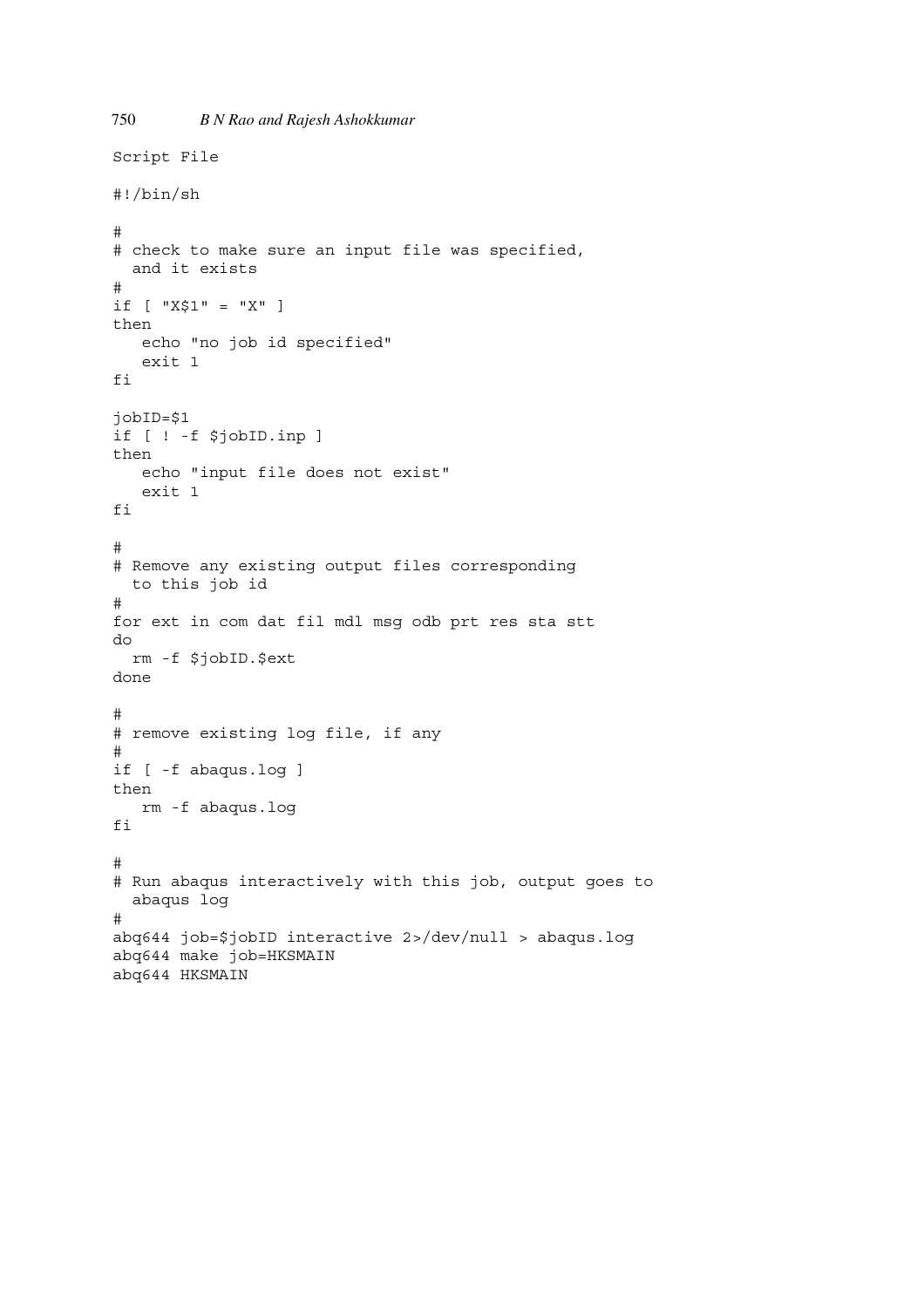Script File

```
#!/bin/sh

#
# check to make sure an input file was specified,
  and it exists
#
if [ "X$1" = "X" ]
then
   echo "no job id specified"
   exit 1
fi

jobID=$1
if [ ! -f $jobID.inp ]
then
   echo "input file does not exist"
   exit 1
fi

#
# Remove any existing output files corresponding
  to this job id
#
for ext in com dat fil mdl msg odb prt res sta stt
do
  rm -f $jobID.$ext
done

#
# remove existing log file, if any
#
if [ -f abaqus.log ]
then
   rm -f abaqus.log
fi

#
# Run abaqus interactively with this job, output goes to
  abaqus log
#
abq644 job=$jobID interactive 2>/dev/null > abaqus.log
abq644 make job=HKSMAIN
abq644 HKSMAIN
```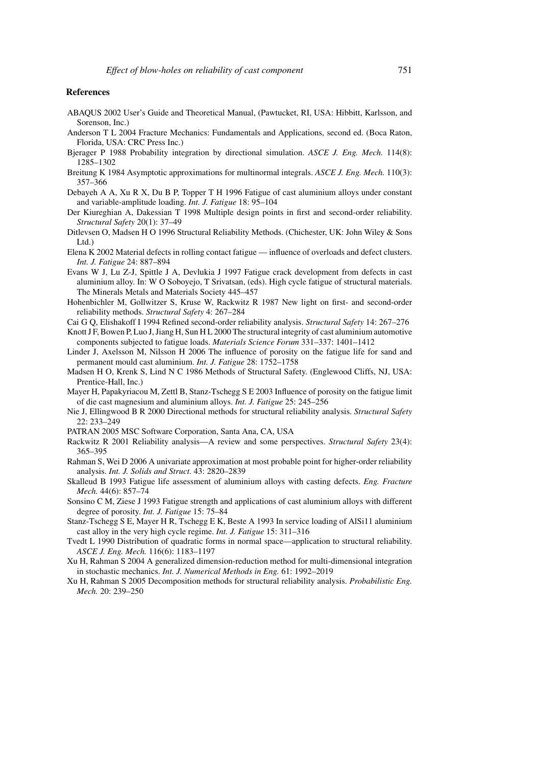## References

ABAQUS 2002 User's Guide and Theoretical Manual, (Pawtucket, RI, USA: Hibbitt, Karlsson, and Sorenson, Inc.)

Anderson T L 2004 Fracture Mechanics: Fundamentals and Applications, second ed. (Boca Raton, Florida, USA: CRC Press Inc.)

Bjerager P 1988 Probability integration by directional simulation. *ASCE J. Eng. Mech.* 114(8): 1285–1302

Breitung K 1984 Asymptotic approximations for multinormal integrals. *ASCE J. Eng. Mech.* 110(3): 357–366

Debayeh A A, Xu R X, Du B P, Topper T H 1996 Fatigue of cast aluminium alloys under constant and variable-amplitude loading. *Int. J. Fatigue* 18: 95–104

Der Kiureghian A, Dakessian T 1998 Multiple design points in first and second-order reliability. *Structural Safety* 20(1): 37–49

Ditlevsen O, Madsen H O 1996 Structural Reliability Methods. (Chichester, UK: John Wiley & Sons Ltd.)

Elena K 2002 Material defects in rolling contact fatigue — influence of overloads and defect clusters. *Int. J. Fatigue* 24: 887–894

Evans W J, Lu Z-J, Spittle J A, Devlukia J 1997 Fatigue crack development from defects in cast aluminium alloy. In: W O Soboyejo, T Srivatsan, (eds). High cycle fatigue of structural materials. The Minerals Metals and Materials Society 445–457

Hohenbichler M, Gollwitzer S, Kruse W, Rackwitz R 1987 New light on first- and second-order reliability methods. *Structural Safety* 4: 267–284

Cai G Q, Elishakoff I 1994 Refined second-order reliability analysis. *Structural Safety* 14: 267–276

Knott J F, Bowen P, Luo J, Jiang H, Sun H L 2000 The structural integrity of cast aluminium automotive components subjected to fatigue loads. *Materials Science Forum* 331–337: 1401–1412

Linder J, Axelsson M, Nilsson H 2006 The influence of porosity on the fatigue life for sand and permanent mould cast aluminium. *Int. J. Fatigue* 28: 1752–1758

Madsen H O, Krenk S, Lind N C 1986 Methods of Structural Safety. (Englewood Cliffs, NJ, USA: Prentice-Hall, Inc.)

Mayer H, Papakyriacou M, Zettl B, Stanz-Tschegg S E 2003 Influence of porosity on the fatigue limit of die cast magnesium and aluminium alloys. *Int. J. Fatigue* 25: 245–256

Nie J, Ellingwood B R 2000 Directional methods for structural reliability analysis. *Structural Safety* 22: 233–249

PATRAN 2005 MSC Software Corporation, Santa Ana, CA, USA

Rackwitz R 2001 Reliability analysis—A review and some perspectives. *Structural Safety* 23(4): 365–395

Rahman S, Wei D 2006 A univariate approximation at most probable point for higher-order reliability analysis. *Int. J. Solids and Struct.* 43: 2820–2839

Skalleud B 1993 Fatigue life assessment of aluminium alloys with casting defects. *Eng. Fracture Mech.* 44(6): 857–74

Sonsino C M, Ziese J 1993 Fatigue strength and applications of cast aluminium alloys with different degree of porosity. *Int. J. Fatigue* 15: 75–84

Stanz-Tschegg S E, Mayer H R, Tschegg E K, Beste A 1993 In service loading of AlSi11 aluminium cast alloy in the very high cycle regime. *Int. J. Fatigue* 15: 311–316

Tvedt L 1990 Distribution of quadratic forms in normal space—application to structural reliability. *ASCE J. Eng. Mech.* 116(6): 1183–1197

Xu H, Rahman S 2004 A generalized dimension-reduction method for multi-dimensional integration in stochastic mechanics. *Int. J. Numerical Methods in Eng.* 61: 1992–2019

Xu H, Rahman S 2005 Decomposition methods for structural reliability analysis. *Probabilistic Eng. Mech.* 20: 239–250